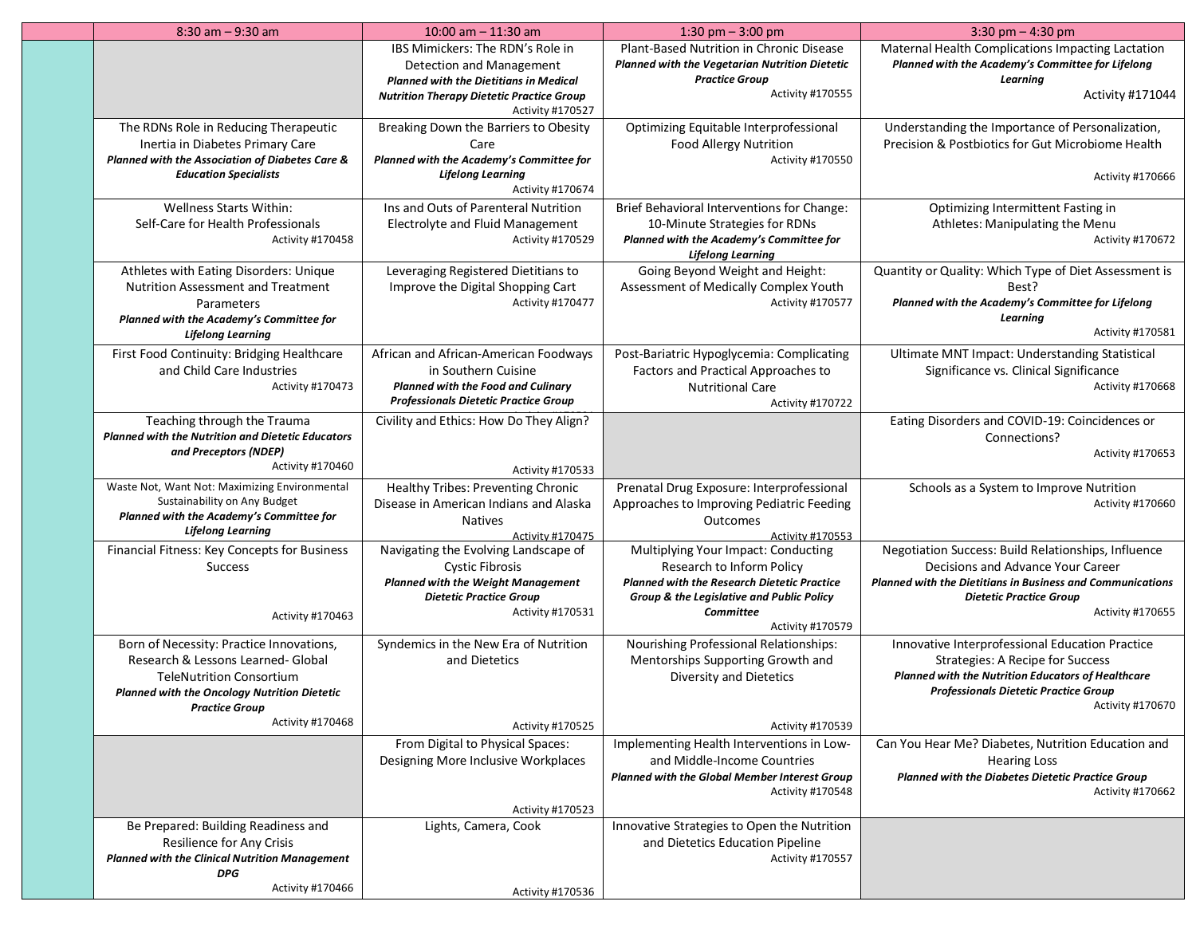| | 8:30 am – 9:30 am | 10:00 am – 11:30 am | 1:30 pm – 3:00 pm | 3:30 pm – 4:30 pm |
|---|---|---|---|---|
| | | IBS Mimickers: The RDN's Role in Detection and Management ***Planned with the Dietitians in Medical Nutrition Therapy Dietetic Practice Group*** Activity #170527 | Plant-Based Nutrition in Chronic Disease ***Planned with the Vegetarian Nutrition Dietetic Practice Group*** Activity #170555 | Maternal Health Complications Impacting Lactation ***Planned with the Academy's Committee for Lifelong Learning*** Activity #171044 |
| | The RDNs Role in Reducing Therapeutic Inertia in Diabetes Primary Care ***Planned with the Association of Diabetes Care & Education Specialists*** | Breaking Down the Barriers to Obesity Care ***Planned with the Academy's Committee for Lifelong Learning*** Activity #170674 | Optimizing Equitable Interprofessional Food Allergy Nutrition Activity #170550 | Understanding the Importance of Personalization, Precision & Postbiotics for Gut Microbiome Health Activity #170666 |
| | Wellness Starts Within: Self-Care for Health Professionals Activity #170458 | Ins and Outs of Parenteral Nutrition Electrolyte and Fluid Management Activity #170529 | Brief Behavioral Interventions for Change: 10-Minute Strategies for RDNs ***Planned with the Academy's Committee for Lifelong Learning*** | Optimizing Intermittent Fasting in Athletes: Manipulating the Menu Activity #170672 |
| | Athletes with Eating Disorders: Unique Nutrition Assessment and Treatment Parameters ***Planned with the Academy's Committee for Lifelong Learning*** | Leveraging Registered Dietitians to Improve the Digital Shopping Cart Activity #170477 | Going Beyond Weight and Height: Assessment of Medically Complex Youth Activity #170577 | Quantity or Quality: Which Type of Diet Assessment is Best? ***Planned with the Academy's Committee for Lifelong Learning*** Activity #170581 |
| | First Food Continuity: Bridging Healthcare and Child Care Industries Activity #170473 | African and African-American Foodways in Southern Cuisine ***Planned with the Food and Culinary Professionals Dietetic Practice Group*** | Post-Bariatric Hypoglycemia: Complicating Factors and Practical Approaches to Nutritional Care Activity #170722 | Ultimate MNT Impact: Understanding Statistical Significance vs. Clinical Significance Activity #170668 |
| | Teaching through the Trauma ***Planned with the Nutrition and Dietetic Educators and Preceptors (NDEP)*** Activity #170460 | Civility and Ethics: How Do They Align? Activity #170533 | | Eating Disorders and COVID-19: Coincidences or Connections? Activity #170653 |
| | Waste Not, Want Not: Maximizing Environmental Sustainability on Any Budget ***Planned with the Academy's Committee for Lifelong Learning*** | Healthy Tribes: Preventing Chronic Disease in American Indians and Alaska Natives Activity #170475 | Prenatal Drug Exposure: Interprofessional Approaches to Improving Pediatric Feeding Outcomes Activity #170553 | Schools as a System to Improve Nutrition Activity #170660 |
| | Financial Fitness: Key Concepts for Business Success Activity #170463 | Navigating the Evolving Landscape of Cystic Fibrosis ***Planned with the Weight Management Dietetic Practice Group*** Activity #170531 | Multiplying Your Impact: Conducting Research to Inform Policy ***Planned with the Research Dietetic Practice Group & the Legislative and Public Policy Committee*** Activity #170579 | Negotiation Success: Build Relationships, Influence Decisions and Advance Your Career ***Planned with the Dietitians in Business and Communications Dietetic Practice Group*** Activity #170655 |
| | Born of Necessity: Practice Innovations, Research & Lessons Learned- Global TeleNutrition Consortium ***Planned with the Oncology Nutrition Dietetic Practice Group*** Activity #170468 | Syndemics in the New Era of Nutrition and Dietetics Activity #170525 | Nourishing Professional Relationships: Mentorships Supporting Growth and Diversity and Dietetics Activity #170539 | Innovative Interprofessional Education Practice Strategies: A Recipe for Success ***Planned with the Nutrition Educators of Healthcare Professionals Dietetic Practice Group*** Activity #170670 |
| | | From Digital to Physical Spaces: Designing More Inclusive Workplaces Activity #170523 | Implementing Health Interventions in Low- and Middle-Income Countries ***Planned with the Global Member Interest Group*** Activity #170548 | Can You Hear Me? Diabetes, Nutrition Education and Hearing Loss ***Planned with the Diabetes Dietetic Practice Group*** Activity #170662 |
| | Be Prepared: Building Readiness and Resilience for Any Crisis ***Planned with the Clinical Nutrition Management DPG*** Activity #170466 | Lights, Camera, Cook Activity #170536 | Innovative Strategies to Open the Nutrition and Dietetics Education Pipeline Activity #170557 | |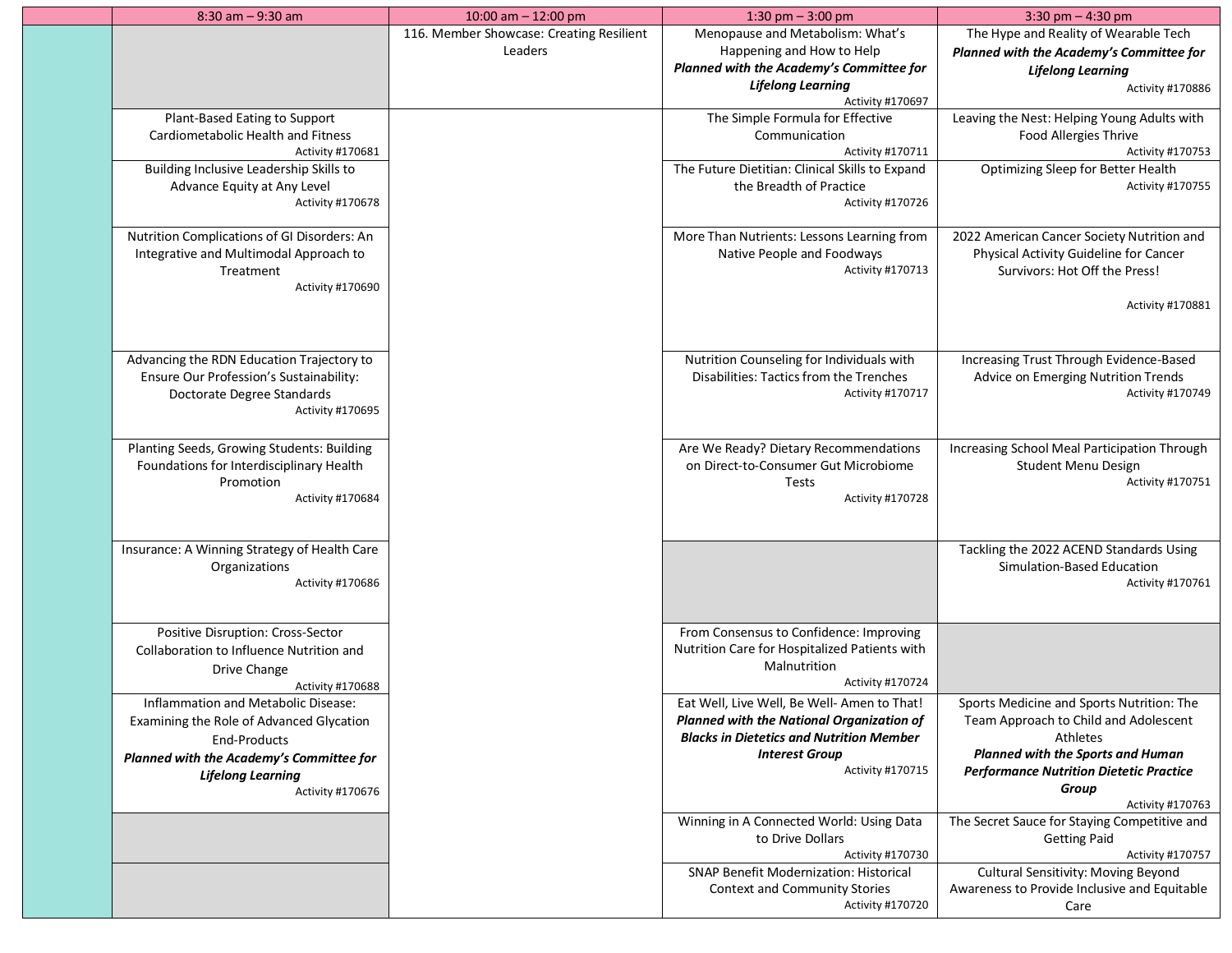| | 8:30 am – 9:30 am | 10:00 am – 12:00 pm | 1:30 pm – 3:00 pm | 3:30 pm – 4:30 pm |
|---|---|---|---|---|
| | | 116. Member Showcase: Creating Resilient Leaders | Menopause and Metabolism: What's Happening and How to Help ***Planned with the Academy's Committee for Lifelong Learning*** Activity #170697 | The Hype and Reality of Wearable Tech ***Planned with the Academy's Committee for Lifelong Learning*** Activity #170886 |
| | Plant-Based Eating to Support Cardiometabolic Health and Fitness Activity #170681 | | The Simple Formula for Effective Communication Activity #170711 | Leaving the Nest: Helping Young Adults with Food Allergies Thrive Activity #170753 |
| | Building Inclusive Leadership Skills to Advance Equity at Any Level Activity #170678 | | The Future Dietitian: Clinical Skills to Expand the Breadth of Practice Activity #170726 | Optimizing Sleep for Better Health Activity #170755 |
| | Nutrition Complications of GI Disorders: An Integrative and Multimodal Approach to Treatment Activity #170690 | | More Than Nutrients: Lessons Learning from Native People and Foodways Activity #170713 | 2022 American Cancer Society Nutrition and Physical Activity Guideline for Cancer Survivors: Hot Off the Press! Activity #170881 |
| | Advancing the RDN Education Trajectory to Ensure Our Profession's Sustainability: Doctorate Degree Standards Activity #170695 | | Nutrition Counseling for Individuals with Disabilities: Tactics from the Trenches Activity #170717 | Increasing Trust Through Evidence-Based Advice on Emerging Nutrition Trends Activity #170749 |
| | Planting Seeds, Growing Students: Building Foundations for Interdisciplinary Health Promotion Activity #170684 | | Are We Ready? Dietary Recommendations on Direct-to-Consumer Gut Microbiome Tests Activity #170728 | Increasing School Meal Participation Through Student Menu Design Activity #170751 |
| | Insurance: A Winning Strategy of Health Care Organizations Activity #170686 | | | Tackling the 2022 ACEND Standards Using Simulation-Based Education Activity #170761 |
| | Positive Disruption: Cross-Sector Collaboration to Influence Nutrition and Drive Change Activity #170688 | | From Consensus to Confidence: Improving Nutrition Care for Hospitalized Patients with Malnutrition Activity #170724 | |
| | Inflammation and Metabolic Disease: Examining the Role of Advanced Glycation End-Products ***Planned with the Academy's Committee for Lifelong Learning*** Activity #170676 | | Eat Well, Live Well, Be Well- Amen to That! ***Planned with the National Organization of Blacks in Dietetics and Nutrition Member Interest Group*** Activity #170715 | Sports Medicine and Sports Nutrition: The Team Approach to Child and Adolescent Athletes ***Planned with the Sports and Human Performance Nutrition Dietetic Practice Group*** Activity #170763 |
| | | | Winning in A Connected World: Using Data to Drive Dollars Activity #170730 | The Secret Sauce for Staying Competitive and Getting Paid Activity #170757 |
| | | | SNAP Benefit Modernization: Historical Context and Community Stories Activity #170720 | Cultural Sensitivity: Moving Beyond Awareness to Provide Inclusive and Equitable Care |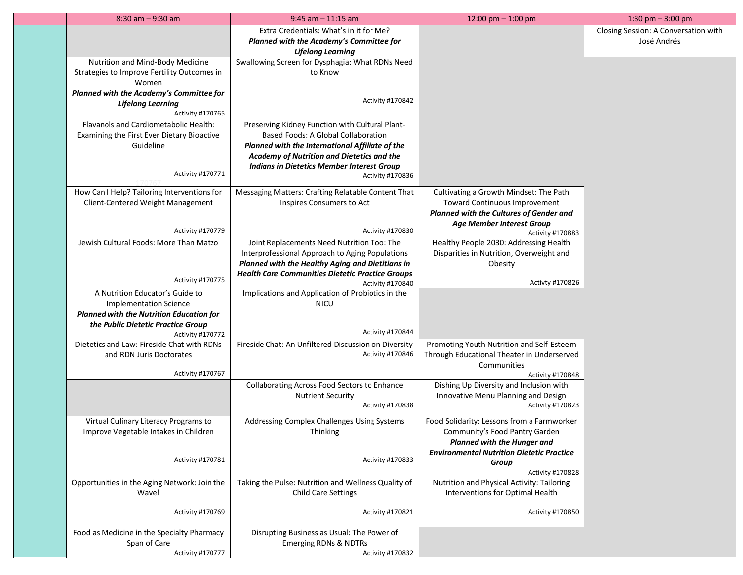| | 8:30 am – 9:30 am | 9:45 am – 11:15 am | 12:00 pm – 1:00 pm | 1:30 pm – 3:00 pm |
|---|---|---|---|---|
| | | Extra Credentials: What's in it for Me? ***Planned with the Academy's Committee for Lifelong Learning*** | | Closing Session: A Conversation with José Andrés |
| | Nutrition and Mind-Body Medicine Strategies to Improve Fertility Outcomes in Women ***Planned with the Academy's Committee for Lifelong Learning*** Activity #170765 | Swallowing Screen for Dysphagia: What RDNs Need to Know Activity #170842 | | |
| | Flavanols and Cardiometabolic Health: Examining the First Ever Dietary Bioactive Guideline Activity #170771 | Preserving Kidney Function with Cultural Plant-Based Foods: A Global Collaboration ***Planned with the International Affiliate of the Academy of Nutrition and Dietetics and the Indians in Dietetics Member Interest Group*** Activity #170836 | | |
| | How Can I Help? Tailoring Interventions for Client-Centered Weight Management Activity #170779 | Messaging Matters: Crafting Relatable Content That Inspires Consumers to Act Activity #170830 | Cultivating a Growth Mindset: The Path Toward Continuous Improvement ***Planned with the Cultures of Gender and Age Member Interest Group*** Activity #170883 | |
| | Jewish Cultural Foods: More Than Matzo Activity #170775 | Joint Replacements Need Nutrition Too: The Interprofessional Approach to Aging Populations ***Planned with the Healthy Aging and Dietitians in Health Care Communities Dietetic Practice Groups*** Activity #170840 | Healthy People 2030: Addressing Health Disparities in Nutrition, Overweight and Obesity Activty #170826 | |
| | A Nutrition Educator's Guide to Implementation Science ***Planned with the Nutrition Education for the Public Dietetic Practice Group*** Activity #170772 | Implications and Application of Probiotics in the NICU Activity #170844 | | |
| | Dietetics and Law: Fireside Chat with RDNs and RDN Juris Doctorates Activity #170767 | Fireside Chat: An Unfiltered Discussion on Diversity Activity #170846 | Promoting Youth Nutrition and Self-Esteem Through Educational Theater in Underserved Communities Activity #170848 | |
| | | Collaborating Across Food Sectors to Enhance Nutrient Security Activity #170838 | Dishing Up Diversity and Inclusion with Innovative Menu Planning and Design Activity #170823 | |
| | Virtual Culinary Literacy Programs to Improve Vegetable Intakes in Children Activity #170781 | Addressing Complex Challenges Using Systems Thinking Activity #170833 | Food Solidarity: Lessons from a Farmworker Community's Food Pantry Garden ***Planned with the Hunger and Environmental Nutrition Dietetic Practice Group*** Activity #170828 | |
| | Opportunities in the Aging Network: Join the Wave! Activity #170769 | Taking the Pulse: Nutrition and Wellness Quality of Child Care Settings Activity #170821 | Nutrition and Physical Activity: Tailoring Interventions for Optimal Health Activity #170850 | |
| | Food as Medicine in the Specialty Pharmacy Span of Care Activity #170777 | Disrupting Business as Usual: The Power of Emerging RDNs & NDTRs Activity #170832 | | |